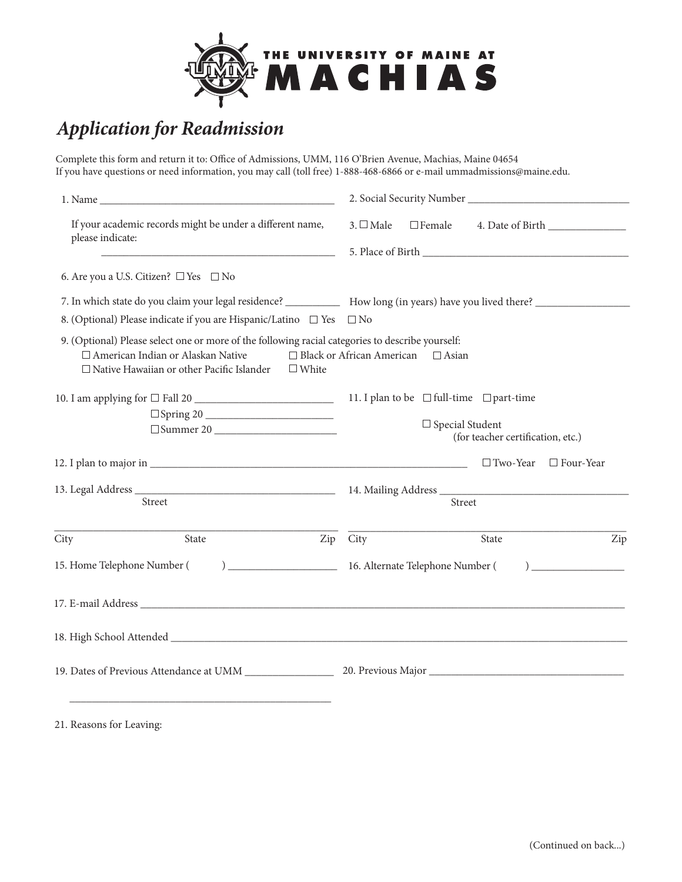THE UNIVERSITY OF MAINE AT
# MACHIAS

## *Application for Readmission*

Complete this form and return it to: Office of Admissions, UMM, 116 O'Brien Avenue, Machias, Maine 04654
If you have questions or need information, you may call (toll free) 1-888-468-6866 or e-mail ummadmissions@maine.edu.

1. Name ____________________________________________

2. Social Security Number ______________________________

If your academic records might be under a different name, please indicate: ____________________________________________

3. ☐ Male ☐ Female

4. Date of Birth ______________

5. Place of Birth ______________________________________

6. Are you a U.S. Citizen? ☐ Yes ☐ No

7. In which state do you claim your legal residence? __________ How long (in years) have you lived there? _________________

8. (Optional) Please indicate if you are Hispanic/Latino ☐ Yes ☐ No

9. (Optional) Please select one or more of the following racial categories to describe yourself:
☐ American Indian or Alaskan Native ☐ Black or African American ☐ Asian
☐ Native Hawaiian or other Pacific Islander ☐ White

10. I am applying for ☐ Fall 20 __________________________
☐ Spring 20 ________________________
☐ Summer 20 ______________________

11. I plan to be ☐ full-time ☐ part-time
☐ Special Student (for teacher certification, etc.)

12. I plan to major in ____________________________________________________________ ☐ Two-Year ☐ Four-Year

13. Legal Address ______________________________________
Street
____________________________________________________
City State Zip

14. Mailing Address ____________________________________
Street
____________________________________________________
City State Zip

15. Home Telephone Number (     ) ____________________

16. Alternate Telephone Number (     ) _________________

17. E-mail Address ______________________________________________________________________________________________

18. High School Attended _________________________________________________________________________________________

19. Dates of Previous Attendance at UMM ________________
________________________________________________

20. Previous Major ____________________________________

21. Reasons for Leaving:

(Continued on back...)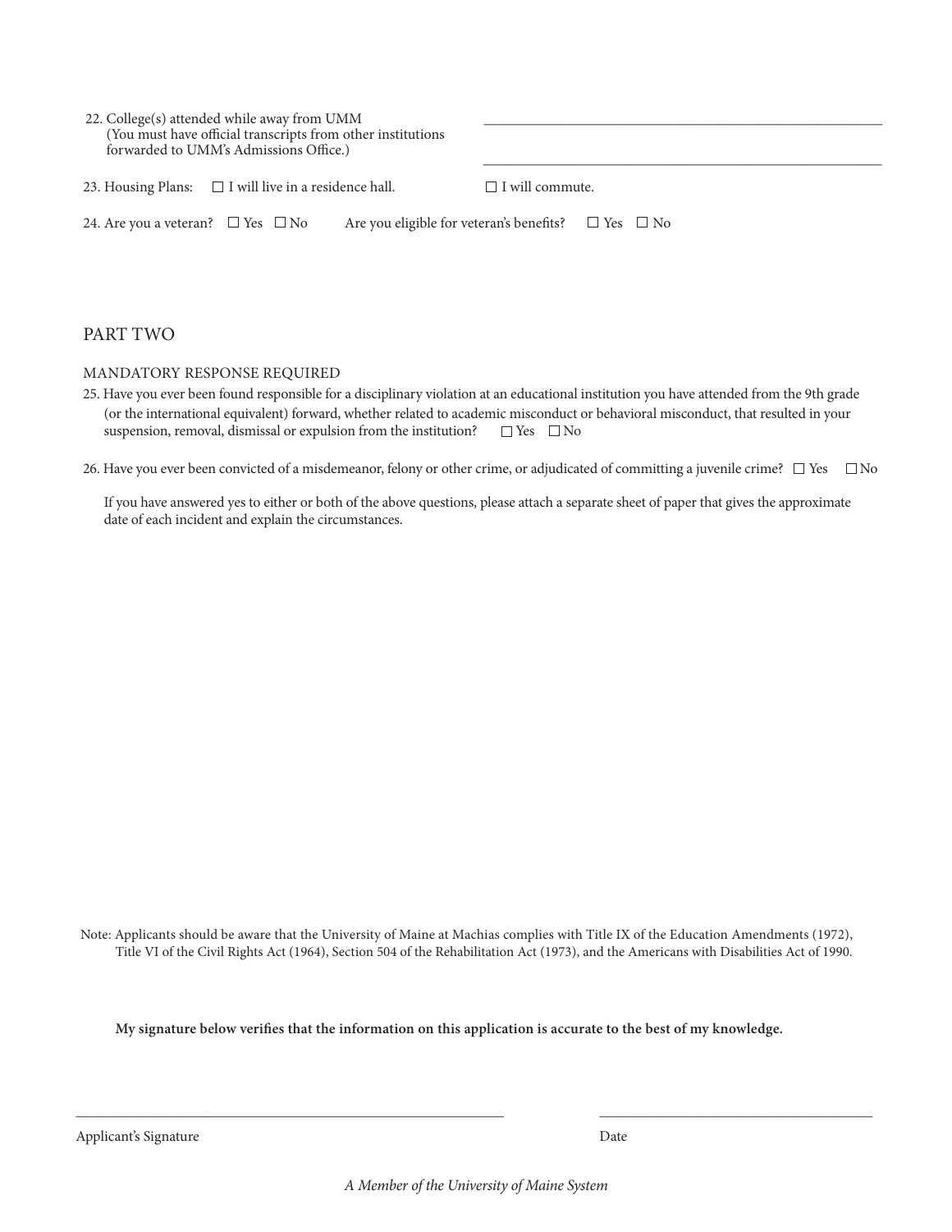22. College(s) attended while away from UMM (You must have official transcripts from other institutions forwarded to UMM's Admissions Office.) ______________________________

______________________________

23. Housing Plans: ☐ I will live in a residence hall. ☐ I will commute.

24. Are you a veteran? ☐ Yes ☐ No Are you eligible for veteran's benefits? ☐ Yes ☐ No

## PART TWO

MANDATORY RESPONSE REQUIRED

25. Have you ever been found responsible for a disciplinary violation at an educational institution you have attended from the 9th grade (or the international equivalent) forward, whether related to academic misconduct or behavioral misconduct, that resulted in your suspension, removal, dismissal or expulsion from the institution? ☐ Yes ☐ No

26. Have you ever been convicted of a misdemeanor, felony or other crime, or adjudicated of committing a juvenile crime? ☐ Yes ☐ No

If you have answered yes to either or both of the above questions, please attach a separate sheet of paper that gives the approximate date of each incident and explain the circumstances.

Note: Applicants should be aware that the University of Maine at Machias complies with Title IX of the Education Amendments (1972), Title VI of the Civil Rights Act (1964), Section 504 of the Rehabilitation Act (1973), and the Americans with Disabilities Act of 1990.

**My signature below verifies that the information on this application is accurate to the best of my knowledge.**

______________________________ ______________________________

Applicant's Signature Date

*A Member of the University of Maine System*